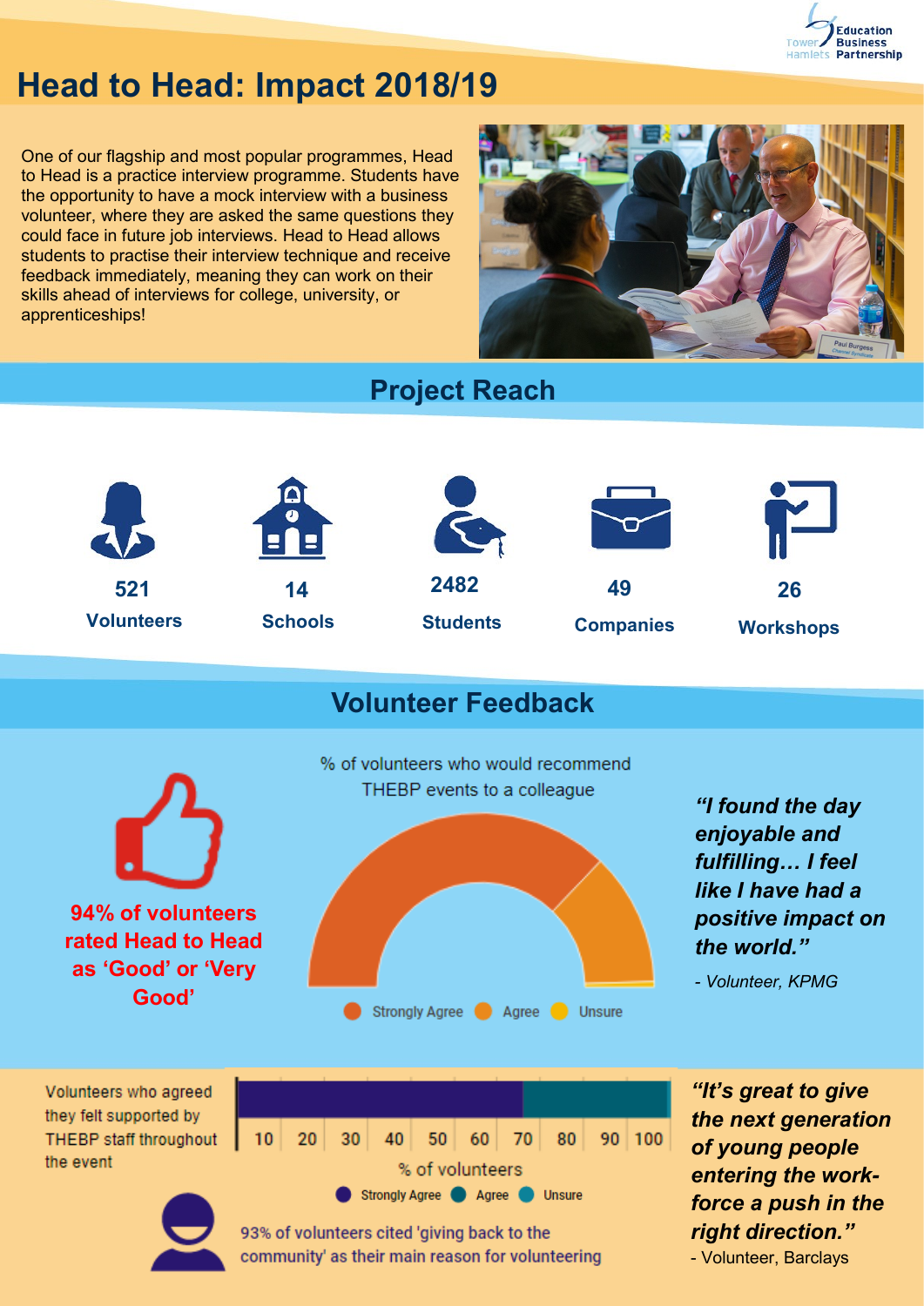# Head to Head: Impact 2018/19

One of our flagship and most popular programmes, Head to Head is a practice interview programme. Students have the opportunity to have a mock interview with a business volunteer, where they are asked the same questions they could face in future job interviews. Head to Head allows students to practise their interview technique and receive feedback immediately, meaning they can work on their skills ahead of interviews for college, university, or apprenticeships!

## Project Reach

**521** Volunteers

**14** Schools

**2482** Students

**49** Companies

**26** Workshops

## Volunteer Feedback

**94% of volunteers rated Head to Head as 'Good' or 'Very Good'**

% of volunteers who would recommend THEBP events to a colleague

Strongly Agree · Agree · Unsure

***"I found the day enjoyable and fulfilling… I feel like I have had a positive impact on the world."***

*- Volunteer, KPMG*

Volunteers who agreed they felt supported by THEBP staff throughout the event

% of volunteers

Strongly Agree · Agree · Unsure

93% of volunteers cited 'giving back to the community' as their main reason for volunteering

***"It's great to give the next generation of young people entering the work-force a push in the right direction."***

- Volunteer, Barclays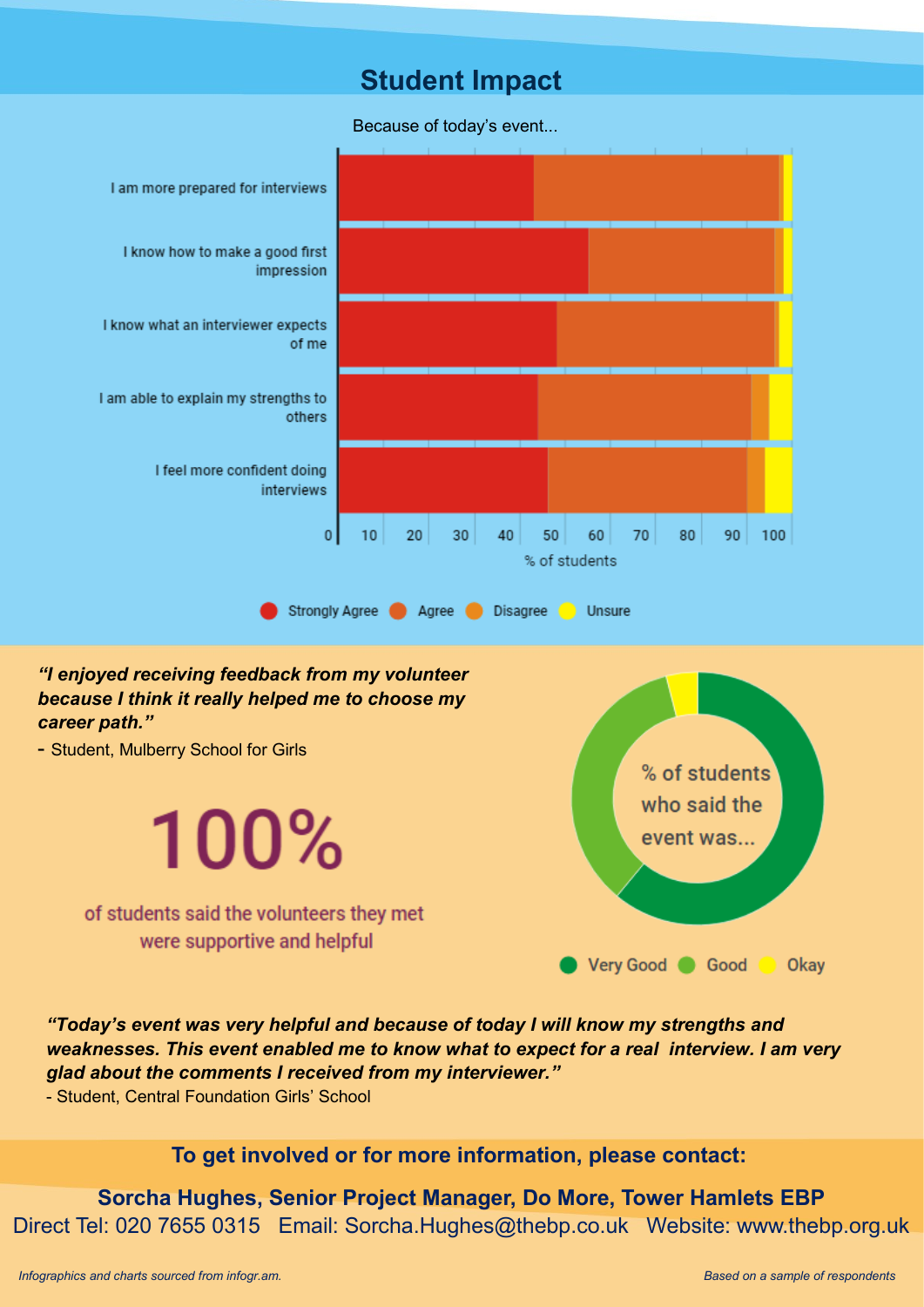## Student Impact

Because of today's event...

I am more prepared for interviews

I know how to make a good first impression

I know what an interviewer expects of me

I am able to explain my strengths to others

I feel more confident doing interviews

0 10 20 30 40 50 60 70 80 90 100

% of students

Strongly Agree Agree Disagree Unsure

***"I enjoyed receiving feedback from my volunteer because I think it really helped me to choose my career path."***

- Student, Mulberry School for Girls

# 100%

of students said the volunteers they met were supportive and helpful

% of students who said the event was...

Very Good Good Okay

***"Today's event was very helpful and because of today I will know my strengths and weaknesses. This event enabled me to know what to expect for a real interview. I am very glad about the comments I received from my interviewer."***

- Student, Central Foundation Girls' School

**To get involved or for more information, please contact:**

**Sorcha Hughes, Senior Project Manager, Do More, Tower Hamlets EBP**

Direct Tel: 020 7655 0315 Email: Sorcha.Hughes@thebp.co.uk Website: www.thebp.org.uk

*Infographics and charts sourced from infogr.am.*

*Based on a sample of respondents*